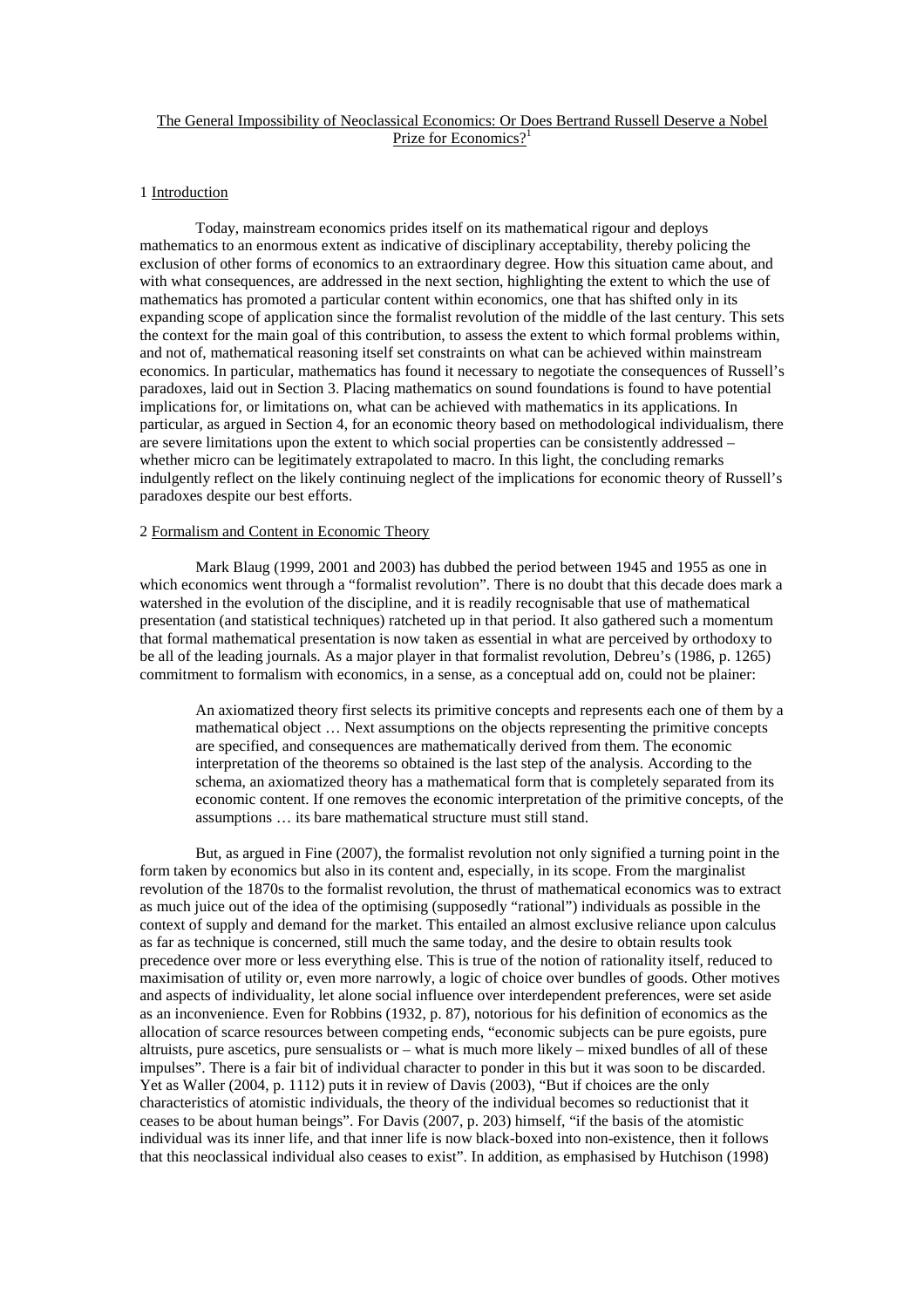# The General Impossibility of Neoclassical Economics: Or Does Bertrand Russell Deserve a Nobel Prize for Economics?[1]

## 1 Introduction

Today, mainstream economics prides itself on its mathematical rigour and deploys mathematics to an enormous extent as indicative of disciplinary acceptability, thereby policing the exclusion of other forms of economics to an extraordinary degree. How this situation came about, and with what consequences, are addressed in the next section, highlighting the extent to which the use of mathematics has promoted a particular content within economics, one that has shifted only in its expanding scope of application since the formalist revolution of the middle of the last century. This sets the context for the main goal of this contribution, to assess the extent to which formal problems within, and not of, mathematical reasoning itself set constraints on what can be achieved within mainstream economics. In particular, mathematics has found it necessary to negotiate the consequences of Russell's paradoxes, laid out in Section 3. Placing mathematics on sound foundations is found to have potential implications for, or limitations on, what can be achieved with mathematics in its applications. In particular, as argued in Section 4, for an economic theory based on methodological individualism, there are severe limitations upon the extent to which social properties can be consistently addressed – whether micro can be legitimately extrapolated to macro. In this light, the concluding remarks indulgently reflect on the likely continuing neglect of the implications for economic theory of Russell's paradoxes despite our best efforts.

## 2 Formalism and Content in Economic Theory

Mark Blaug (1999, 2001 and 2003) has dubbed the period between 1945 and 1955 as one in which economics went through a "formalist revolution". There is no doubt that this decade does mark a watershed in the evolution of the discipline, and it is readily recognisable that use of mathematical presentation (and statistical techniques) ratcheted up in that period. It also gathered such a momentum that formal mathematical presentation is now taken as essential in what are perceived by orthodoxy to be all of the leading journals. As a major player in that formalist revolution, Debreu's (1986, p. 1265) commitment to formalism with economics, in a sense, as a conceptual add on, could not be plainer:

> An axiomatized theory first selects its primitive concepts and represents each one of them by a mathematical object … Next assumptions on the objects representing the primitive concepts are specified, and consequences are mathematically derived from them. The economic interpretation of the theorems so obtained is the last step of the analysis. According to the schema, an axiomatized theory has a mathematical form that is completely separated from its economic content. If one removes the economic interpretation of the primitive concepts, of the assumptions … its bare mathematical structure must still stand.

But, as argued in Fine (2007), the formalist revolution not only signified a turning point in the form taken by economics but also in its content and, especially, in its scope. From the marginalist revolution of the 1870s to the formalist revolution, the thrust of mathematical economics was to extract as much juice out of the idea of the optimising (supposedly "rational") individuals as possible in the context of supply and demand for the market. This entailed an almost exclusive reliance upon calculus as far as technique is concerned, still much the same today, and the desire to obtain results took precedence over more or less everything else. This is true of the notion of rationality itself, reduced to maximisation of utility or, even more narrowly, a logic of choice over bundles of goods. Other motives and aspects of individuality, let alone social influence over interdependent preferences, were set aside as an inconvenience. Even for Robbins (1932, p. 87), notorious for his definition of economics as the allocation of scarce resources between competing ends, "economic subjects can be pure egoists, pure altruists, pure ascetics, pure sensualists or – what is much more likely – mixed bundles of all of these impulses". There is a fair bit of individual character to ponder in this but it was soon to be discarded. Yet as Waller (2004, p. 1112) puts it in review of Davis (2003), "But if choices are the only characteristics of atomistic individuals, the theory of the individual becomes so reductionist that it ceases to be about human beings". For Davis (2007, p. 203) himself, "if the basis of the atomistic individual was its inner life, and that inner life is now black-boxed into non-existence, then it follows that this neoclassical individual also ceases to exist". In addition, as emphasised by Hutchison (1998)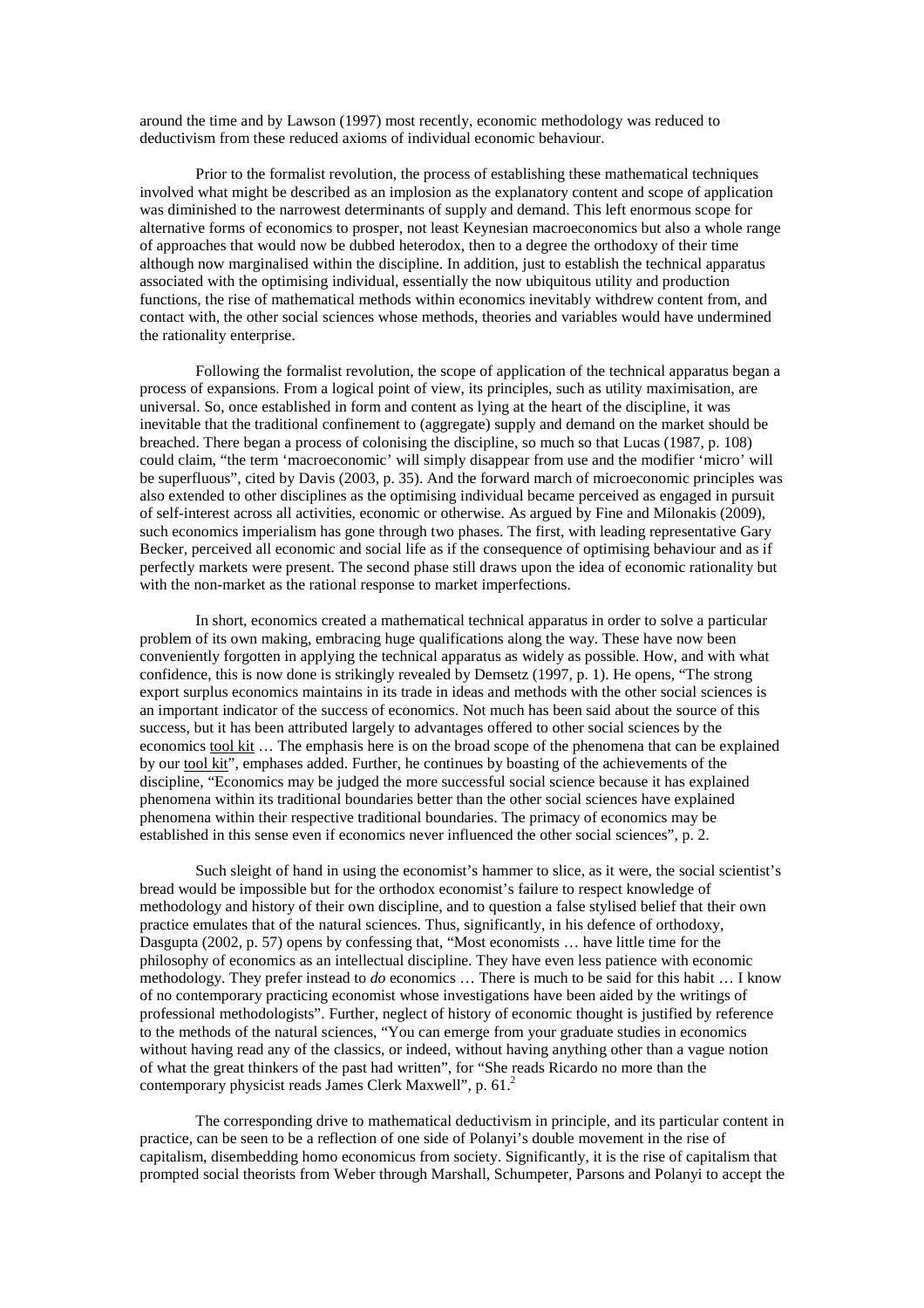around the time and by Lawson (1997) most recently, economic methodology was reduced to deductivism from these reduced axioms of individual economic behaviour.

Prior to the formalist revolution, the process of establishing these mathematical techniques involved what might be described as an implosion as the explanatory content and scope of application was diminished to the narrowest determinants of supply and demand. This left enormous scope for alternative forms of economics to prosper, not least Keynesian macroeconomics but also a whole range of approaches that would now be dubbed heterodox, then to a degree the orthodoxy of their time although now marginalised within the discipline. In addition, just to establish the technical apparatus associated with the optimising individual, essentially the now ubiquitous utility and production functions, the rise of mathematical methods within economics inevitably withdrew content from, and contact with, the other social sciences whose methods, theories and variables would have undermined the rationality enterprise.

Following the formalist revolution, the scope of application of the technical apparatus began a process of expansions. From a logical point of view, its principles, such as utility maximisation, are universal. So, once established in form and content as lying at the heart of the discipline, it was inevitable that the traditional confinement to (aggregate) supply and demand on the market should be breached. There began a process of colonising the discipline, so much so that Lucas (1987, p. 108) could claim, "the term 'macroeconomic' will simply disappear from use and the modifier 'micro' will be superfluous", cited by Davis (2003, p. 35). And the forward march of microeconomic principles was also extended to other disciplines as the optimising individual became perceived as engaged in pursuit of self-interest across all activities, economic or otherwise. As argued by Fine and Milonakis (2009), such economics imperialism has gone through two phases. The first, with leading representative Gary Becker, perceived all economic and social life as if the consequence of optimising behaviour and as if perfectly markets were present. The second phase still draws upon the idea of economic rationality but with the non-market as the rational response to market imperfections.

In short, economics created a mathematical technical apparatus in order to solve a particular problem of its own making, embracing huge qualifications along the way. These have now been conveniently forgotten in applying the technical apparatus as widely as possible. How, and with what confidence, this is now done is strikingly revealed by Demsetz (1997, p. 1). He opens, "The strong export surplus economics maintains in its trade in ideas and methods with the other social sciences is an important indicator of the success of economics. Not much has been said about the source of this success, but it has been attributed largely to advantages offered to other social sciences by the economics <u>tool kit</u> … The emphasis here is on the broad scope of the phenomena that can be explained by our <u>tool kit</u>", emphases added. Further, he continues by boasting of the achievements of the discipline, "Economics may be judged the more successful social science because it has explained phenomena within its traditional boundaries better than the other social sciences have explained phenomena within their respective traditional boundaries. The primacy of economics may be established in this sense even if economics never influenced the other social sciences", p. 2.

Such sleight of hand in using the economist's hammer to slice, as it were, the social scientist's bread would be impossible but for the orthodox economist's failure to respect knowledge of methodology and history of their own discipline, and to question a false stylised belief that their own practice emulates that of the natural sciences. Thus, significantly, in his defence of orthodoxy, Dasgupta (2002, p. 57) opens by confessing that, "Most economists … have little time for the philosophy of economics as an intellectual discipline. They have even less patience with economic methodology. They prefer instead to *do* economics … There is much to be said for this habit … I know of no contemporary practicing economist whose investigations have been aided by the writings of professional methodologists". Further, neglect of history of economic thought is justified by reference to the methods of the natural sciences, "You can emerge from your graduate studies in economics without having read any of the classics, or indeed, without having anything other than a vague notion of what the great thinkers of the past had written", for "She reads Ricardo no more than the contemporary physicist reads James Clerk Maxwell", p. 61.[2]

The corresponding drive to mathematical deductivism in principle, and its particular content in practice, can be seen to be a reflection of one side of Polanyi's double movement in the rise of capitalism, disembedding homo economicus from society. Significantly, it is the rise of capitalism that prompted social theorists from Weber through Marshall, Schumpeter, Parsons and Polanyi to accept the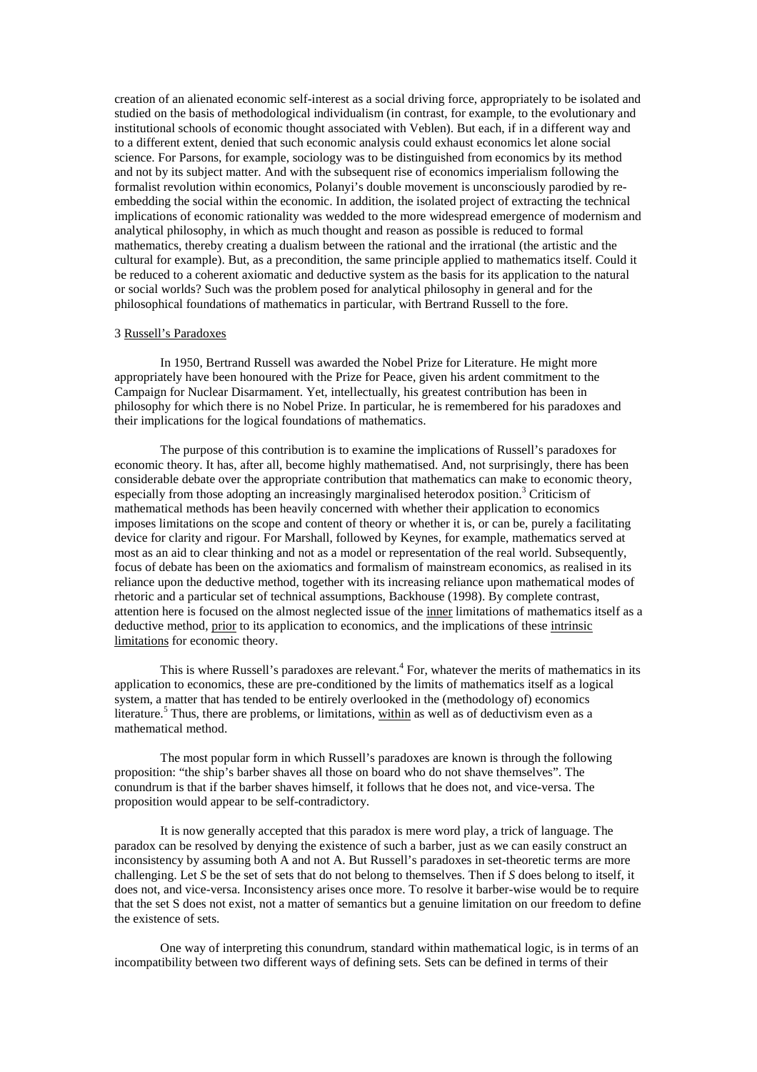creation of an alienated economic self-interest as a social driving force, appropriately to be isolated and studied on the basis of methodological individualism (in contrast, for example, to the evolutionary and institutional schools of economic thought associated with Veblen). But each, if in a different way and to a different extent, denied that such economic analysis could exhaust economics let alone social science. For Parsons, for example, sociology was to be distinguished from economics by its method and not by its subject matter. And with the subsequent rise of economics imperialism following the formalist revolution within economics, Polanyi's double movement is unconsciously parodied by re-embedding the social within the economic. In addition, the isolated project of extracting the technical implications of economic rationality was wedded to the more widespread emergence of modernism and analytical philosophy, in which as much thought and reason as possible is reduced to formal mathematics, thereby creating a dualism between the rational and the irrational (the artistic and the cultural for example). But, as a precondition, the same principle applied to mathematics itself. Could it be reduced to a coherent axiomatic and deductive system as the basis for its application to the natural or social worlds? Such was the problem posed for analytical philosophy in general and for the philosophical foundations of mathematics in particular, with Bertrand Russell to the fore.

## 3 Russell's Paradoxes

In 1950, Bertrand Russell was awarded the Nobel Prize for Literature. He might more appropriately have been honoured with the Prize for Peace, given his ardent commitment to the Campaign for Nuclear Disarmament. Yet, intellectually, his greatest contribution has been in philosophy for which there is no Nobel Prize. In particular, he is remembered for his paradoxes and their implications for the logical foundations of mathematics.

The purpose of this contribution is to examine the implications of Russell's paradoxes for economic theory. It has, after all, become highly mathematised. And, not surprisingly, there has been considerable debate over the appropriate contribution that mathematics can make to economic theory, especially from those adopting an increasingly marginalised heterodox position.[3] Criticism of mathematical methods has been heavily concerned with whether their application to economics imposes limitations on the scope and content of theory or whether it is, or can be, purely a facilitating device for clarity and rigour. For Marshall, followed by Keynes, for example, mathematics served at most as an aid to clear thinking and not as a model or representation of the real world. Subsequently, focus of debate has been on the axiomatics and formalism of mainstream economics, as realised in its reliance upon the deductive method, together with its increasing reliance upon mathematical modes of rhetoric and a particular set of technical assumptions, Backhouse (1998). By complete contrast, attention here is focused on the almost neglected issue of the inner limitations of mathematics itself as a deductive method, prior to its application to economics, and the implications of these intrinsic limitations for economic theory.

This is where Russell's paradoxes are relevant.[4] For, whatever the merits of mathematics in its application to economics, these are pre-conditioned by the limits of mathematics itself as a logical system, a matter that has tended to be entirely overlooked in the (methodology of) economics literature.[5] Thus, there are problems, or limitations, within as well as of deductivism even as a mathematical method.

The most popular form in which Russell's paradoxes are known is through the following proposition: "the ship's barber shaves all those on board who do not shave themselves". The conundrum is that if the barber shaves himself, it follows that he does not, and vice-versa. The proposition would appear to be self-contradictory.

It is now generally accepted that this paradox is mere word play, a trick of language. The paradox can be resolved by denying the existence of such a barber, just as we can easily construct an inconsistency by assuming both A and not A. But Russell's paradoxes in set-theoretic terms are more challenging. Let *S* be the set of sets that do not belong to themselves. Then if *S* does belong to itself, it does not, and vice-versa. Inconsistency arises once more. To resolve it barber-wise would be to require that the set S does not exist, not a matter of semantics but a genuine limitation on our freedom to define the existence of sets.

One way of interpreting this conundrum, standard within mathematical logic, is in terms of an incompatibility between two different ways of defining sets. Sets can be defined in terms of their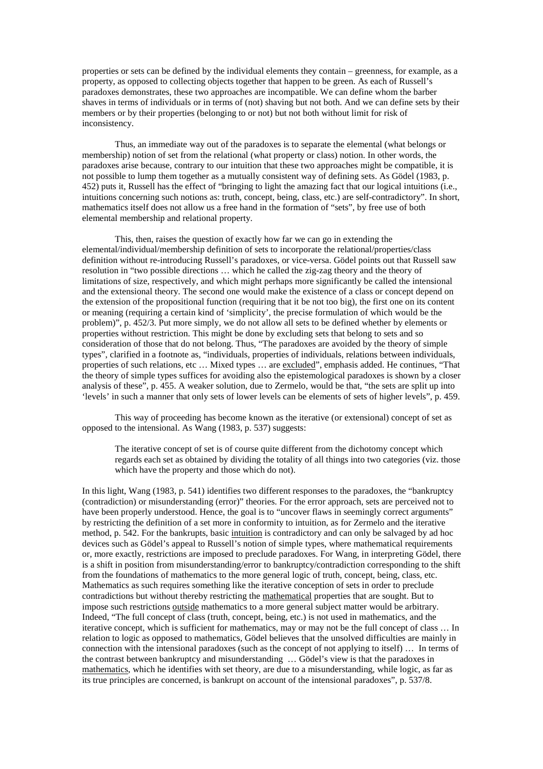properties or sets can be defined by the individual elements they contain – greenness, for example, as a property, as opposed to collecting objects together that happen to be green. As each of Russell's paradoxes demonstrates, these two approaches are incompatible. We can define whom the barber shaves in terms of individuals or in terms of (not) shaving but not both. And we can define sets by their members or by their properties (belonging to or not) but not both without limit for risk of inconsistency.

Thus, an immediate way out of the paradoxes is to separate the elemental (what belongs or membership) notion of set from the relational (what property or class) notion. In other words, the paradoxes arise because, contrary to our intuition that these two approaches might be compatible, it is not possible to lump them together as a mutually consistent way of defining sets. As Gödel (1983, p. 452) puts it, Russell has the effect of "bringing to light the amazing fact that our logical intuitions (i.e., intuitions concerning such notions as: truth, concept, being, class, etc.) are self-contradictory". In short, mathematics itself does not allow us a free hand in the formation of "sets", by free use of both elemental membership and relational property.

This, then, raises the question of exactly how far we can go in extending the elemental/individual/membership definition of sets to incorporate the relational/properties/class definition without re-introducing Russell's paradoxes, or vice-versa. Gödel points out that Russell saw resolution in "two possible directions … which he called the zig-zag theory and the theory of limitations of size, respectively, and which might perhaps more significantly be called the intensional and the extensional theory. The second one would make the existence of a class or concept depend on the extension of the propositional function (requiring that it be not too big), the first one on its content or meaning (requiring a certain kind of 'simplicity', the precise formulation of which would be the problem)", p. 452/3. Put more simply, we do not allow all sets to be defined whether by elements or properties without restriction. This might be done by excluding sets that belong to sets and so consideration of those that do not belong. Thus, "The paradoxes are avoided by the theory of simple types", clarified in a footnote as, "individuals, properties of individuals, relations between individuals, properties of such relations, etc … Mixed types … are <u>excluded</u>", emphasis added. He continues, "That the theory of simple types suffices for avoiding also the epistemological paradoxes is shown by a closer analysis of these", p. 455. A weaker solution, due to Zermelo, would be that, "the sets are split up into 'levels' in such a manner that only sets of lower levels can be elements of sets of higher levels", p. 459.

This way of proceeding has become known as the iterative (or extensional) concept of set as opposed to the intensional. As Wang (1983, p. 537) suggests:

> The iterative concept of set is of course quite different from the dichotomy concept which regards each set as obtained by dividing the totality of all things into two categories (viz. those which have the property and those which do not).

In this light, Wang (1983, p. 541) identifies two different responses to the paradoxes, the "bankruptcy (contradiction) or misunderstanding (error)" theories. For the error approach, sets are perceived not to have been properly understood. Hence, the goal is to "uncover flaws in seemingly correct arguments" by restricting the definition of a set more in conformity to intuition, as for Zermelo and the iterative method, p. 542. For the bankrupts, basic <u>intuition</u> is contradictory and can only be salvaged by ad hoc devices such as Gödel's appeal to Russell's notion of simple types, where mathematical requirements or, more exactly, restrictions are imposed to preclude paradoxes. For Wang, in interpreting Gödel, there is a shift in position from misunderstanding/error to bankruptcy/contradiction corresponding to the shift from the foundations of mathematics to the more general logic of truth, concept, being, class, etc. Mathematics as such requires something like the iterative conception of sets in order to preclude contradictions but without thereby restricting the <u>mathematical</u> properties that are sought. But to impose such restrictions <u>outside</u> mathematics to a more general subject matter would be arbitrary. Indeed, "The full concept of class (truth, concept, being, etc.) is not used in mathematics, and the iterative concept, which is sufficient for mathematics, may or may not be the full concept of class … In relation to logic as opposed to mathematics, Gödel believes that the unsolved difficulties are mainly in connection with the intensional paradoxes (such as the concept of not applying to itself) … In terms of the contrast between bankruptcy and misunderstanding … Gödel's view is that the paradoxes in <u>mathematics</u>, which he identifies with set theory, are due to a misunderstanding, while logic, as far as its true principles are concerned, is bankrupt on account of the intensional paradoxes", p. 537/8.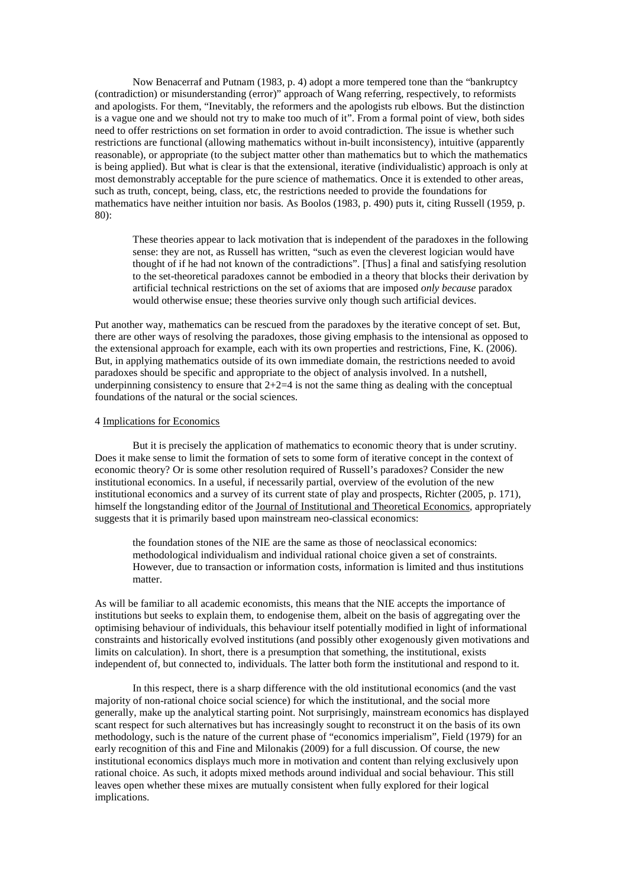Now Benacerraf and Putnam (1983, p. 4) adopt a more tempered tone than the "bankruptcy (contradiction) or misunderstanding (error)" approach of Wang referring, respectively, to reformists and apologists. For them, "Inevitably, the reformers and the apologists rub elbows. But the distinction is a vague one and we should not try to make too much of it". From a formal point of view, both sides need to offer restrictions on set formation in order to avoid contradiction. The issue is whether such restrictions are functional (allowing mathematics without in-built inconsistency), intuitive (apparently reasonable), or appropriate (to the subject matter other than mathematics but to which the mathematics is being applied). But what is clear is that the extensional, iterative (individualistic) approach is only at most demonstrably acceptable for the pure science of mathematics. Once it is extended to other areas, such as truth, concept, being, class, etc, the restrictions needed to provide the foundations for mathematics have neither intuition nor basis. As Boolos (1983, p. 490) puts it, citing Russell (1959, p. 80):

> These theories appear to lack motivation that is independent of the paradoxes in the following sense: they are not, as Russell has written, "such as even the cleverest logician would have thought of if he had not known of the contradictions". [Thus] a final and satisfying resolution to the set-theoretical paradoxes cannot be embodied in a theory that blocks their derivation by artificial technical restrictions on the set of axioms that are imposed *only because* paradox would otherwise ensue; these theories survive only though such artificial devices.

Put another way, mathematics can be rescued from the paradoxes by the iterative concept of set. But, there are other ways of resolving the paradoxes, those giving emphasis to the intensional as opposed to the extensional approach for example, each with its own properties and restrictions, Fine, K. (2006). But, in applying mathematics outside of its own immediate domain, the restrictions needed to avoid paradoxes should be specific and appropriate to the object of analysis involved. In a nutshell, underpinning consistency to ensure that 2+2=4 is not the same thing as dealing with the conceptual foundations of the natural or the social sciences.

## 4 Implications for Economics

But it is precisely the application of mathematics to economic theory that is under scrutiny. Does it make sense to limit the formation of sets to some form of iterative concept in the context of economic theory? Or is some other resolution required of Russell's paradoxes? Consider the new institutional economics. In a useful, if necessarily partial, overview of the evolution of the new institutional economics and a survey of its current state of play and prospects, Richter (2005, p. 171), himself the longstanding editor of the Journal of Institutional and Theoretical Economics, appropriately suggests that it is primarily based upon mainstream neo-classical economics:

> the foundation stones of the NIE are the same as those of neoclassical economics: methodological individualism and individual rational choice given a set of constraints. However, due to transaction or information costs, information is limited and thus institutions matter.

As will be familiar to all academic economists, this means that the NIE accepts the importance of institutions but seeks to explain them, to endogenise them, albeit on the basis of aggregating over the optimising behaviour of individuals, this behaviour itself potentially modified in light of informational constraints and historically evolved institutions (and possibly other exogenously given motivations and limits on calculation). In short, there is a presumption that something, the institutional, exists independent of, but connected to, individuals. The latter both form the institutional and respond to it.

In this respect, there is a sharp difference with the old institutional economics (and the vast majority of non-rational choice social science) for which the institutional, and the social more generally, make up the analytical starting point. Not surprisingly, mainstream economics has displayed scant respect for such alternatives but has increasingly sought to reconstruct it on the basis of its own methodology, such is the nature of the current phase of "economics imperialism", Field (1979) for an early recognition of this and Fine and Milonakis (2009) for a full discussion. Of course, the new institutional economics displays much more in motivation and content than relying exclusively upon rational choice. As such, it adopts mixed methods around individual and social behaviour. This still leaves open whether these mixes are mutually consistent when fully explored for their logical implications.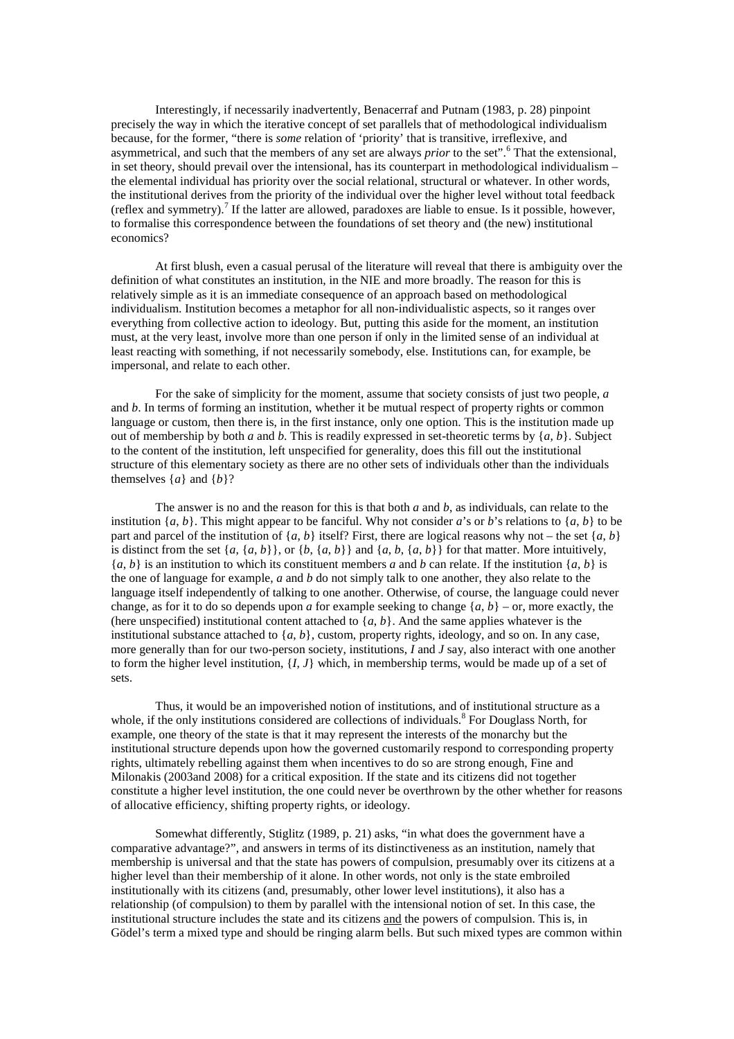Interestingly, if necessarily inadvertently, Benacerraf and Putnam (1983, p. 28) pinpoint precisely the way in which the iterative concept of set parallels that of methodological individualism because, for the former, "there is *some* relation of 'priority' that is transitive, irreflexive, and asymmetrical, and such that the members of any set are always *prior* to the set".[6] That the extensional, in set theory, should prevail over the intensional, has its counterpart in methodological individualism – the elemental individual has priority over the social relational, structural or whatever. In other words, the institutional derives from the priority of the individual over the higher level without total feedback (reflex and symmetry).[7] If the latter are allowed, paradoxes are liable to ensue. Is it possible, however, to formalise this correspondence between the foundations of set theory and (the new) institutional economics?

At first blush, even a casual perusal of the literature will reveal that there is ambiguity over the definition of what constitutes an institution, in the NIE and more broadly. The reason for this is relatively simple as it is an immediate consequence of an approach based on methodological individualism. Institution becomes a metaphor for all non-individualistic aspects, so it ranges over everything from collective action to ideology. But, putting this aside for the moment, an institution must, at the very least, involve more than one person if only in the limited sense of an individual at least reacting with something, if not necessarily somebody, else. Institutions can, for example, be impersonal, and relate to each other.

For the sake of simplicity for the moment, assume that society consists of just two people, $a$ and $b$. In terms of forming an institution, whether it be mutual respect of property rights or common language or custom, then there is, in the first instance, only one option. This is the institution made up out of membership by both $a$ and $b$. This is readily expressed in set-theoretic terms by $\{a, b\}$. Subject to the content of the institution, left unspecified for generality, does this fill out the institutional structure of this elementary society as there are no other sets of individuals other than the individuals themselves $\{a\}$ and $\{b\}$?

The answer is no and the reason for this is that both $a$ and $b$, as individuals, can relate to the institution $\{a, b\}$. This might appear to be fanciful. Why not consider $a$'s or $b$'s relations to $\{a, b\}$ to be part and parcel of the institution of $\{a, b\}$ itself? First, there are logical reasons why not – the set $\{a, b\}$ is distinct from the set $\{a, \{a, b\}\}$, or $\{b, \{a, b\}\}$ and $\{a, b, \{a, b\}\}$ for that matter. More intuitively, $\{a, b\}$ is an institution to which its constituent members $a$ and $b$ can relate. If the institution $\{a, b\}$ is the one of language for example, $a$ and $b$ do not simply talk to one another, they also relate to the language itself independently of talking to one another. Otherwise, of course, the language could never change, as for it to do so depends upon $a$ for example seeking to change $\{a, b\}$ – or, more exactly, the (here unspecified) institutional content attached to $\{a, b\}$. And the same applies whatever is the institutional substance attached to $\{a, b\}$, custom, property rights, ideology, and so on. In any case, more generally than for our two-person society, institutions, $I$ and $J$ say, also interact with one another to form the higher level institution, $\{I, J\}$ which, in membership terms, would be made up of a set of sets.

Thus, it would be an impoverished notion of institutions, and of institutional structure as a whole, if the only institutions considered are collections of individuals.[8] For Douglass North, for example, one theory of the state is that it may represent the interests of the monarchy but the institutional structure depends upon how the governed customarily respond to corresponding property rights, ultimately rebelling against them when incentives to do so are strong enough, Fine and Milonakis (2003and 2008) for a critical exposition. If the state and its citizens did not together constitute a higher level institution, the one could never be overthrown by the other whether for reasons of allocative efficiency, shifting property rights, or ideology.

Somewhat differently, Stiglitz (1989, p. 21) asks, "in what does the government have a comparative advantage?", and answers in terms of its distinctiveness as an institution, namely that membership is universal and that the state has powers of compulsion, presumably over its citizens at a higher level than their membership of it alone. In other words, not only is the state embroiled institutionally with its citizens (and, presumably, other lower level institutions), it also has a relationship (of compulsion) to them by parallel with the intensional notion of set. In this case, the institutional structure includes the state and its citizens <u>and</u> the powers of compulsion. This is, in Gödel's term a mixed type and should be ringing alarm bells. But such mixed types are common within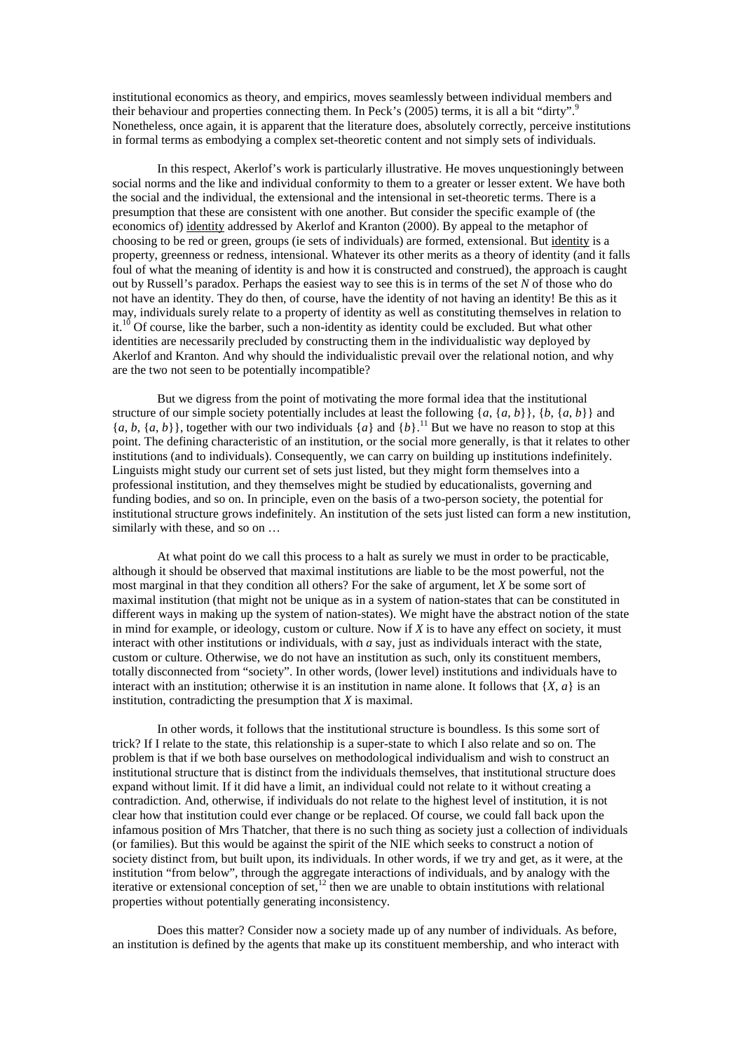institutional economics as theory, and empirics, moves seamlessly between individual members and their behaviour and properties connecting them. In Peck's (2005) terms, it is all a bit "dirty".[9] Nonetheless, once again, it is apparent that the literature does, absolutely correctly, perceive institutions in formal terms as embodying a complex set-theoretic content and not simply sets of individuals.

In this respect, Akerlof's work is particularly illustrative. He moves unquestioningly between social norms and the like and individual conformity to them to a greater or lesser extent. We have both the social and the individual, the extensional and the intensional in set-theoretic terms. There is a presumption that these are consistent with one another. But consider the specific example of (the economics of) identity addressed by Akerlof and Kranton (2000). By appeal to the metaphor of choosing to be red or green, groups (ie sets of individuals) are formed, extensional. But identity is a property, greenness or redness, intensional. Whatever its other merits as a theory of identity (and it falls foul of what the meaning of identity is and how it is constructed and construed), the approach is caught out by Russell's paradox. Perhaps the easiest way to see this is in terms of the set $N$ of those who do not have an identity. They do then, of course, have the identity of not having an identity! Be this as it may, individuals surely relate to a property of identity as well as constituting themselves in relation to it.[10] Of course, like the barber, such a non-identity as identity could be excluded. But what other identities are necessarily precluded by constructing them in the individualistic way deployed by Akerlof and Kranton. And why should the individualistic prevail over the relational notion, and why are the two not seen to be potentially incompatible?

But we digress from the point of motivating the more formal idea that the institutional structure of our simple society potentially includes at least the following $\{a, \{a, b\}\}$, $\{b, \{a, b\}\}$ and $\{a, b, \{a, b\}\}$, together with our two individuals $\{a\}$ and $\{b\}$.[11] But we have no reason to stop at this point. The defining characteristic of an institution, or the social more generally, is that it relates to other institutions (and to individuals). Consequently, we can carry on building up institutions indefinitely. Linguists might study our current set of sets just listed, but they might form themselves into a professional institution, and they themselves might be studied by educationalists, governing and funding bodies, and so on. In principle, even on the basis of a two-person society, the potential for institutional structure grows indefinitely. An institution of the sets just listed can form a new institution, similarly with these, and so on …

At what point do we call this process to a halt as surely we must in order to be practicable, although it should be observed that maximal institutions are liable to be the most powerful, not the most marginal in that they condition all others? For the sake of argument, let $X$ be some sort of maximal institution (that might not be unique as in a system of nation-states that can be constituted in different ways in making up the system of nation-states). We might have the abstract notion of the state in mind for example, or ideology, custom or culture. Now if $X$ is to have any effect on society, it must interact with other institutions or individuals, with $a$ say, just as individuals interact with the state, custom or culture. Otherwise, we do not have an institution as such, only its constituent members, totally disconnected from "society". In other words, (lower level) institutions and individuals have to interact with an institution; otherwise it is an institution in name alone. It follows that $\{X, a\}$ is an institution, contradicting the presumption that $X$ is maximal.

In other words, it follows that the institutional structure is boundless. Is this some sort of trick? If I relate to the state, this relationship is a super-state to which I also relate and so on. The problem is that if we both base ourselves on methodological individualism and wish to construct an institutional structure that is distinct from the individuals themselves, that institutional structure does expand without limit. If it did have a limit, an individual could not relate to it without creating a contradiction. And, otherwise, if individuals do not relate to the highest level of institution, it is not clear how that institution could ever change or be replaced. Of course, we could fall back upon the infamous position of Mrs Thatcher, that there is no such thing as society just a collection of individuals (or families). But this would be against the spirit of the NIE which seeks to construct a notion of society distinct from, but built upon, its individuals. In other words, if we try and get, as it were, at the institution "from below", through the aggregate interactions of individuals, and by analogy with the iterative or extensional conception of set,[12] then we are unable to obtain institutions with relational properties without potentially generating inconsistency.

Does this matter? Consider now a society made up of any number of individuals. As before, an institution is defined by the agents that make up its constituent membership, and who interact with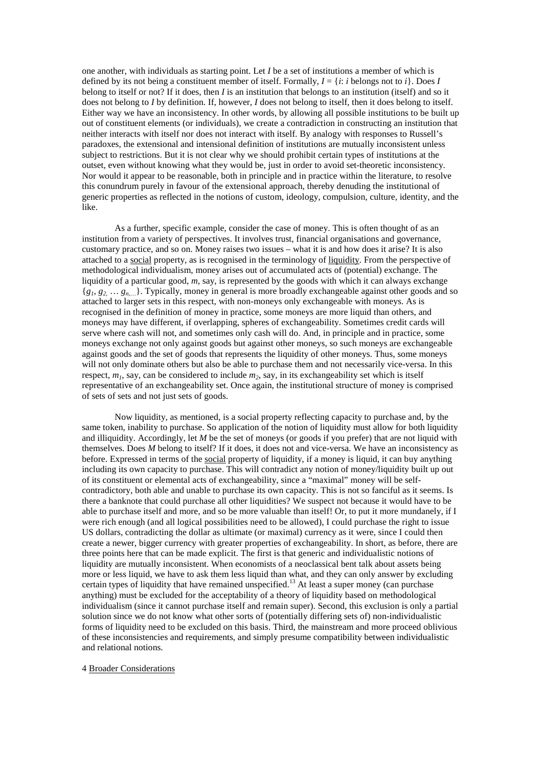one another, with individuals as starting point. Let *I* be a set of institutions a member of which is defined by its not being a constituent member of itself. Formally, $I = \{i: i \text{ belongs not to } i\}$. Does *I* belong to itself or not? If it does, then *I* is an institution that belongs to an institution (itself) and so it does not belong to *I* by definition. If, however, *I* does not belong to itself, then it does belong to itself. Either way we have an inconsistency. In other words, by allowing all possible institutions to be built up out of constituent elements (or individuals), we create a contradiction in constructing an institution that neither interacts with itself nor does not interact with itself. By analogy with responses to Russell's paradoxes, the extensional and intensional definition of institutions are mutually inconsistent unless subject to restrictions. But it is not clear why we should prohibit certain types of institutions at the outset, even without knowing what they would be, just in order to avoid set-theoretic inconsistency. Nor would it appear to be reasonable, both in principle and in practice within the literature, to resolve this conundrum purely in favour of the extensional approach, thereby denuding the institutional of generic properties as reflected in the notions of custom, ideology, compulsion, culture, identity, and the like.

As a further, specific example, consider the case of money. This is often thought of as an institution from a variety of perspectives. It involves trust, financial organisations and governance, customary practice, and so on. Money raises two issues – what it is and how does it arise? It is also attached to a social property, as is recognised in the terminology of liquidity. From the perspective of methodological individualism, money arises out of accumulated acts of (potential) exchange. The liquidity of a particular good, *m*, say, is represented by the goods with which it can always exchange $\{g_1, g_2, \ldots g_n, \ldots\}$. Typically, money in general is more broadly exchangeable against other goods and so attached to larger sets in this respect, with non-moneys only exchangeable with moneys. As is recognised in the definition of money in practice, some moneys are more liquid than others, and moneys may have different, if overlapping, spheres of exchangeability. Sometimes credit cards will serve where cash will not, and sometimes only cash will do. And, in principle and in practice, some moneys exchange not only against goods but against other moneys, so such moneys are exchangeable against goods and the set of goods that represents the liquidity of other moneys. Thus, some moneys will not only dominate others but also be able to purchase them and not necessarily vice-versa. In this respect, $m_1$, say, can be considered to include $m_2$, say, in its exchangeability set which is itself representative of an exchangeability set. Once again, the institutional structure of money is comprised of sets of sets and not just sets of goods.

Now liquidity, as mentioned, is a social property reflecting capacity to purchase and, by the same token, inability to purchase. So application of the notion of liquidity must allow for both liquidity and illiquidity. Accordingly, let *M* be the set of moneys (or goods if you prefer) that are not liquid with themselves. Does *M* belong to itself? If it does, it does not and vice-versa. We have an inconsistency as before. Expressed in terms of the social property of liquidity, if a money is liquid, it can buy anything including its own capacity to purchase. This will contradict any notion of money/liquidity built up out of its constituent or elemental acts of exchangeability, since a "maximal" money will be self-contradictory, both able and unable to purchase its own capacity. This is not so fanciful as it seems. Is there a banknote that could purchase all other liquidities? We suspect not because it would have to be able to purchase itself and more, and so be more valuable than itself! Or, to put it more mundanely, if I were rich enough (and all logical possibilities need to be allowed), I could purchase the right to issue US dollars, contradicting the dollar as ultimate (or maximal) currency as it were, since I could then create a newer, bigger currency with greater properties of exchangeability. In short, as before, there are three points here that can be made explicit. The first is that generic and individualistic notions of liquidity are mutually inconsistent. When economists of a neoclassical bent talk about assets being more or less liquid, we have to ask them less liquid than what, and they can only answer by excluding certain types of liquidity that have remained unspecified.[13] At least a super money (can purchase anything) must be excluded for the acceptability of a theory of liquidity based on methodological individualism (since it cannot purchase itself and remain super). Second, this exclusion is only a partial solution since we do not know what other sorts of (potentially differing sets of) non-individualistic forms of liquidity need to be excluded on this basis. Third, the mainstream and more proceed oblivious of these inconsistencies and requirements, and simply presume compatibility between individualistic and relational notions.

## 4 Broader Considerations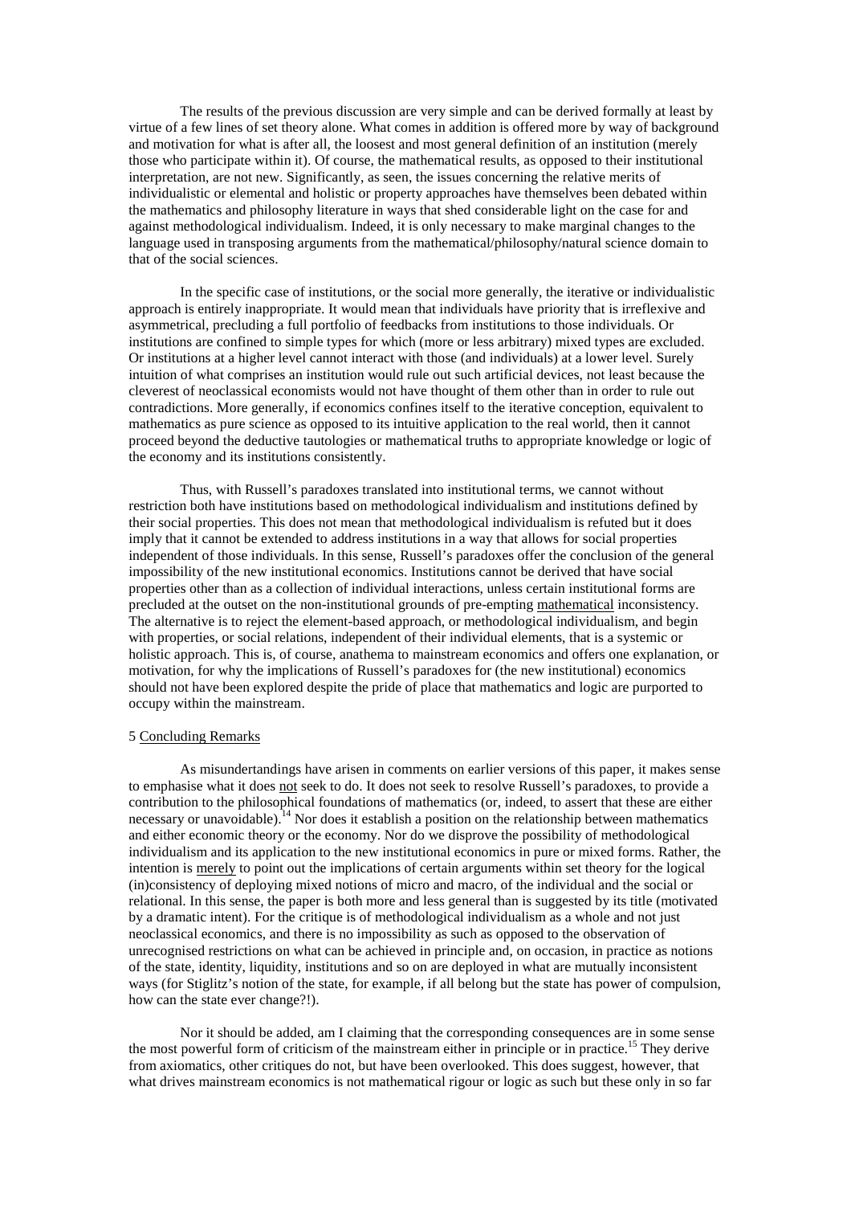The results of the previous discussion are very simple and can be derived formally at least by virtue of a few lines of set theory alone. What comes in addition is offered more by way of background and motivation for what is after all, the loosest and most general definition of an institution (merely those who participate within it). Of course, the mathematical results, as opposed to their institutional interpretation, are not new. Significantly, as seen, the issues concerning the relative merits of individualistic or elemental and holistic or property approaches have themselves been debated within the mathematics and philosophy literature in ways that shed considerable light on the case for and against methodological individualism. Indeed, it is only necessary to make marginal changes to the language used in transposing arguments from the mathematical/philosophy/natural science domain to that of the social sciences.

In the specific case of institutions, or the social more generally, the iterative or individualistic approach is entirely inappropriate. It would mean that individuals have priority that is irreflexive and asymmetrical, precluding a full portfolio of feedbacks from institutions to those individuals. Or institutions are confined to simple types for which (more or less arbitrary) mixed types are excluded. Or institutions at a higher level cannot interact with those (and individuals) at a lower level. Surely intuition of what comprises an institution would rule out such artificial devices, not least because the cleverest of neoclassical economists would not have thought of them other than in order to rule out contradictions. More generally, if economics confines itself to the iterative conception, equivalent to mathematics as pure science as opposed to its intuitive application to the real world, then it cannot proceed beyond the deductive tautologies or mathematical truths to appropriate knowledge or logic of the economy and its institutions consistently.

Thus, with Russell's paradoxes translated into institutional terms, we cannot without restriction both have institutions based on methodological individualism and institutions defined by their social properties. This does not mean that methodological individualism is refuted but it does imply that it cannot be extended to address institutions in a way that allows for social properties independent of those individuals. In this sense, Russell's paradoxes offer the conclusion of the general impossibility of the new institutional economics. Institutions cannot be derived that have social properties other than as a collection of individual interactions, unless certain institutional forms are precluded at the outset on the non-institutional grounds of pre-empting <u>mathematical</u> inconsistency. The alternative is to reject the element-based approach, or methodological individualism, and begin with properties, or social relations, independent of their individual elements, that is a systemic or holistic approach. This is, of course, anathema to mainstream economics and offers one explanation, or motivation, for why the implications of Russell's paradoxes for (the new institutional) economics should not have been explored despite the pride of place that mathematics and logic are purported to occupy within the mainstream.

## 5 Concluding Remarks

As misundertandings have arisen in comments on earlier versions of this paper, it makes sense to emphasise what it does <u>not</u> seek to do. It does not seek to resolve Russell's paradoxes, to provide a contribution to the philosophical foundations of mathematics (or, indeed, to assert that these are either necessary or unavoidable).[14] Nor does it establish a position on the relationship between mathematics and either economic theory or the economy. Nor do we disprove the possibility of methodological individualism and its application to the new institutional economics in pure or mixed forms. Rather, the intention is <u>merely</u> to point out the implications of certain arguments within set theory for the logical (in)consistency of deploying mixed notions of micro and macro, of the individual and the social or relational. In this sense, the paper is both more and less general than is suggested by its title (motivated by a dramatic intent). For the critique is of methodological individualism as a whole and not just neoclassical economics, and there is no impossibility as such as opposed to the observation of unrecognised restrictions on what can be achieved in principle and, on occasion, in practice as notions of the state, identity, liquidity, institutions and so on are deployed in what are mutually inconsistent ways (for Stiglitz's notion of the state, for example, if all belong but the state has power of compulsion, how can the state ever change?!).

Nor it should be added, am I claiming that the corresponding consequences are in some sense the most powerful form of criticism of the mainstream either in principle or in practice.[15] They derive from axiomatics, other critiques do not, but have been overlooked. This does suggest, however, that what drives mainstream economics is not mathematical rigour or logic as such but these only in so far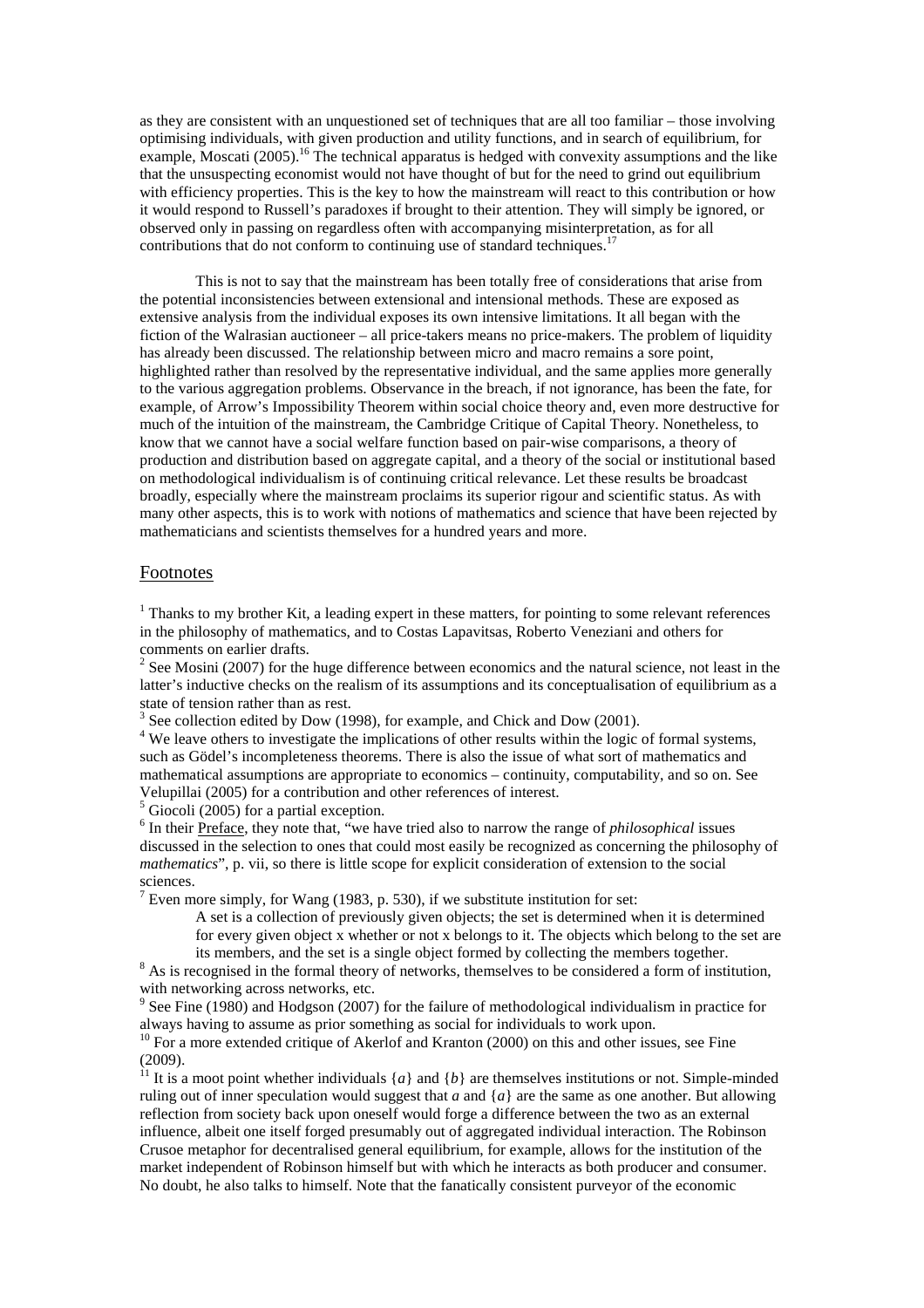as they are consistent with an unquestioned set of techniques that are all too familiar – those involving optimising individuals, with given production and utility functions, and in search of equilibrium, for example, Moscati (2005).[16] The technical apparatus is hedged with convexity assumptions and the like that the unsuspecting economist would not have thought of but for the need to grind out equilibrium with efficiency properties. This is the key to how the mainstream will react to this contribution or how it would respond to Russell's paradoxes if brought to their attention. They will simply be ignored, or observed only in passing on regardless often with accompanying misinterpretation, as for all contributions that do not conform to continuing use of standard techniques.[17]

This is not to say that the mainstream has been totally free of considerations that arise from the potential inconsistencies between extensional and intensional methods. These are exposed as extensive analysis from the individual exposes its own intensive limitations. It all began with the fiction of the Walrasian auctioneer – all price-takers means no price-makers. The problem of liquidity has already been discussed. The relationship between micro and macro remains a sore point, highlighted rather than resolved by the representative individual, and the same applies more generally to the various aggregation problems. Observance in the breach, if not ignorance, has been the fate, for example, of Arrow's Impossibility Theorem within social choice theory and, even more destructive for much of the intuition of the mainstream, the Cambridge Critique of Capital Theory. Nonetheless, to know that we cannot have a social welfare function based on pair-wise comparisons, a theory of production and distribution based on aggregate capital, and a theory of the social or institutional based on methodological individualism is of continuing critical relevance. Let these results be broadcast broadly, especially where the mainstream proclaims its superior rigour and scientific status. As with many other aspects, this is to work with notions of mathematics and science that have been rejected by mathematicians and scientists themselves for a hundred years and more.

## Footnotes

[1] Thanks to my brother Kit, a leading expert in these matters, for pointing to some relevant references in the philosophy of mathematics, and to Costas Lapavitsas, Roberto Veneziani and others for comments on earlier drafts.

[2] See Mosini (2007) for the huge difference between economics and the natural science, not least in the latter's inductive checks on the realism of its assumptions and its conceptualisation of equilibrium as a state of tension rather than as rest.

[3] See collection edited by Dow (1998), for example, and Chick and Dow (2001).

[4] We leave others to investigate the implications of other results within the logic of formal systems, such as Gödel's incompleteness theorems. There is also the issue of what sort of mathematics and mathematical assumptions are appropriate to economics – continuity, computability, and so on. See Velupillai (2005) for a contribution and other references of interest.

[5] Giocoli (2005) for a partial exception.

[6] In their Preface, they note that, "we have tried also to narrow the range of *philosophical* issues discussed in the selection to ones that could most easily be recognized as concerning the philosophy of *mathematics*", p. vii, so there is little scope for explicit consideration of extension to the social sciences.

[7] Even more simply, for Wang (1983, p. 530), if we substitute institution for set:

> A set is a collection of previously given objects; the set is determined when it is determined for every given object x whether or not x belongs to it. The objects which belong to the set are its members, and the set is a single object formed by collecting the members together.

[8] As is recognised in the formal theory of networks, themselves to be considered a form of institution, with networking across networks, etc.

[9] See Fine (1980) and Hodgson (2007) for the failure of methodological individualism in practice for always having to assume as prior something as social for individuals to work upon.

[10] For a more extended critique of Akerlof and Kranton (2000) on this and other issues, see Fine (2009).

[11] It is a moot point whether individuals $\{a\}$ and $\{b\}$ are themselves institutions or not. Simple-minded ruling out of inner speculation would suggest that $a$ and $\{a\}$ are the same as one another. But allowing reflection from society back upon oneself would forge a difference between the two as an external influence, albeit one itself forged presumably out of aggregated individual interaction. The Robinson Crusoe metaphor for decentralised general equilibrium, for example, allows for the institution of the market independent of Robinson himself but with which he interacts as both producer and consumer. No doubt, he also talks to himself. Note that the fanatically consistent purveyor of the economic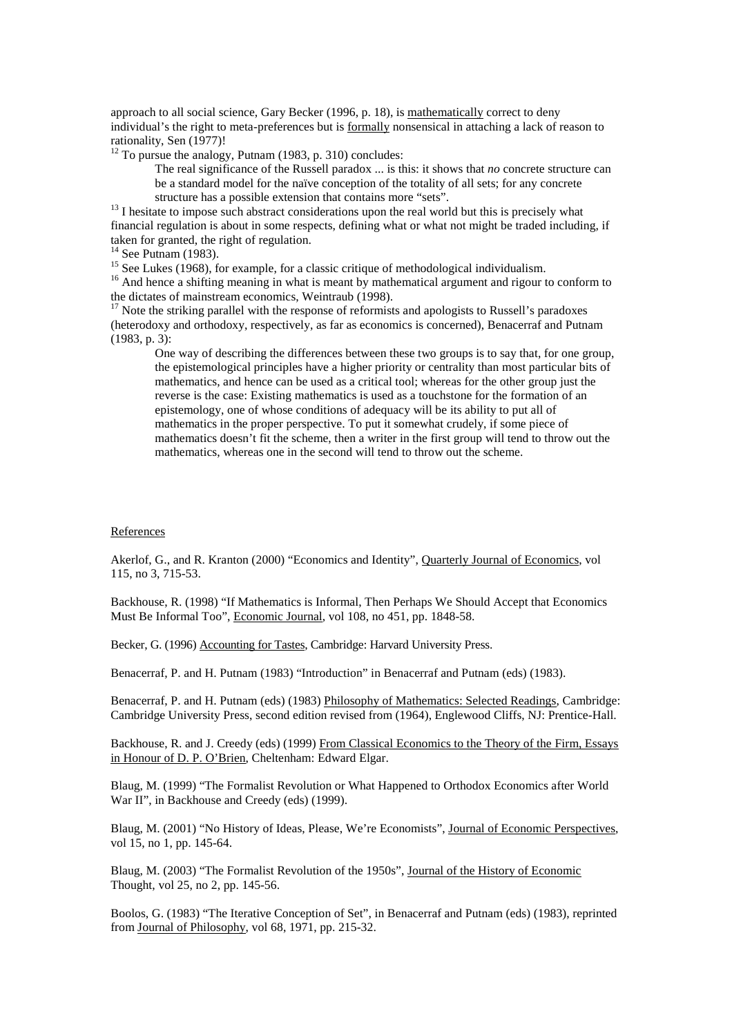approach to all social science, Gary Becker (1996, p. 18), is mathematically correct to deny individual's the right to meta-preferences but is formally nonsensical in attaching a lack of reason to rationality, Sen (1977)!

[12] To pursue the analogy, Putnam (1983, p. 310) concludes:

> The real significance of the Russell paradox ... is this: it shows that *no* concrete structure can be a standard model for the naïve conception of the totality of all sets; for any concrete structure has a possible extension that contains more "sets".

[13] I hesitate to impose such abstract considerations upon the real world but this is precisely what financial regulation is about in some respects, defining what or what not might be traded including, if taken for granted, the right of regulation.

[14] See Putnam (1983).

[15] See Lukes (1968), for example, for a classic critique of methodological individualism.

[16] And hence a shifting meaning in what is meant by mathematical argument and rigour to conform to the dictates of mainstream economics, Weintraub (1998).

[17] Note the striking parallel with the response of reformists and apologists to Russell's paradoxes (heterodoxy and orthodoxy, respectively, as far as economics is concerned), Benacerraf and Putnam (1983, p. 3):

> One way of describing the differences between these two groups is to say that, for one group, the epistemological principles have a higher priority or centrality than most particular bits of mathematics, and hence can be used as a critical tool; whereas for the other group just the reverse is the case: Existing mathematics is used as a touchstone for the formation of an epistemology, one of whose conditions of adequacy will be its ability to put all of mathematics in the proper perspective. To put it somewhat crudely, if some piece of mathematics doesn't fit the scheme, then a writer in the first group will tend to throw out the mathematics, whereas one in the second will tend to throw out the scheme.

## References

Akerlof, G., and R. Kranton (2000) "Economics and Identity", Quarterly Journal of Economics, vol 115, no 3, 715-53.

Backhouse, R. (1998) "If Mathematics is Informal, Then Perhaps We Should Accept that Economics Must Be Informal Too", Economic Journal, vol 108, no 451, pp. 1848-58.

Becker, G. (1996) Accounting for Tastes, Cambridge: Harvard University Press.

Benacerraf, P. and H. Putnam (1983) "Introduction" in Benacerraf and Putnam (eds) (1983).

Benacerraf, P. and H. Putnam (eds) (1983) Philosophy of Mathematics: Selected Readings, Cambridge: Cambridge University Press, second edition revised from (1964), Englewood Cliffs, NJ: Prentice-Hall.

Backhouse, R. and J. Creedy (eds) (1999) From Classical Economics to the Theory of the Firm, Essays in Honour of D. P. O'Brien, Cheltenham: Edward Elgar.

Blaug, M. (1999) "The Formalist Revolution or What Happened to Orthodox Economics after World War II", in Backhouse and Creedy (eds) (1999).

Blaug, M. (2001) "No History of Ideas, Please, We're Economists", Journal of Economic Perspectives, vol 15, no 1, pp. 145-64.

Blaug, M. (2003) "The Formalist Revolution of the 1950s", Journal of the History of Economic Thought, vol 25, no 2, pp. 145-56.

Boolos, G. (1983) "The Iterative Conception of Set", in Benacerraf and Putnam (eds) (1983), reprinted from Journal of Philosophy, vol 68, 1971, pp. 215-32.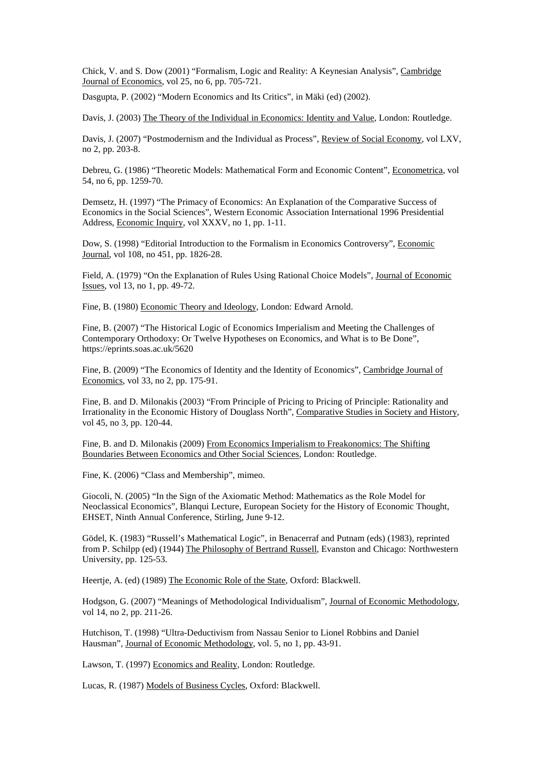Chick, V. and S. Dow (2001) "Formalism, Logic and Reality: A Keynesian Analysis", Cambridge Journal of Economics, vol 25, no 6, pp. 705-721.

Dasgupta, P. (2002) "Modern Economics and Its Critics", in Mäki (ed) (2002).

Davis, J. (2003) The Theory of the Individual in Economics: Identity and Value, London: Routledge.

Davis, J. (2007) "Postmodernism and the Individual as Process", Review of Social Economy, vol LXV, no 2, pp. 203-8.

Debreu, G. (1986) "Theoretic Models: Mathematical Form and Economic Content", Econometrica, vol 54, no 6, pp. 1259-70.

Demsetz, H. (1997) "The Primacy of Economics: An Explanation of the Comparative Success of Economics in the Social Sciences", Western Economic Association International 1996 Presidential Address, Economic Inquiry, vol XXXV, no 1, pp. 1-11.

Dow, S. (1998) "Editorial Introduction to the Formalism in Economics Controversy", Economic Journal, vol 108, no 451, pp. 1826-28.

Field, A. (1979) "On the Explanation of Rules Using Rational Choice Models", Journal of Economic Issues, vol 13, no 1, pp. 49-72.

Fine, B. (1980) Economic Theory and Ideology, London: Edward Arnold.

Fine, B. (2007) "The Historical Logic of Economics Imperialism and Meeting the Challenges of Contemporary Orthodoxy: Or Twelve Hypotheses on Economics, and What is to Be Done", https://eprints.soas.ac.uk/5620

Fine, B. (2009) "The Economics of Identity and the Identity of Economics", Cambridge Journal of Economics, vol 33, no 2, pp. 175-91.

Fine, B. and D. Milonakis (2003) "From Principle of Pricing to Pricing of Principle: Rationality and Irrationality in the Economic History of Douglass North", Comparative Studies in Society and History, vol 45, no 3, pp. 120-44.

Fine, B. and D. Milonakis (2009) From Economics Imperialism to Freakonomics: The Shifting Boundaries Between Economics and Other Social Sciences, London: Routledge.

Fine, K. (2006) "Class and Membership", mimeo.

Giocoli, N. (2005) "In the Sign of the Axiomatic Method: Mathematics as the Role Model for Neoclassical Economics", Blanqui Lecture, European Society for the History of Economic Thought, EHSET, Ninth Annual Conference, Stirling, June 9-12.

Gödel, K. (1983) "Russell's Mathematical Logic", in Benacerraf and Putnam (eds) (1983), reprinted from P. Schilpp (ed) (1944) The Philosophy of Bertrand Russell, Evanston and Chicago: Northwestern University, pp. 125-53.

Heertje, A. (ed) (1989) The Economic Role of the State, Oxford: Blackwell.

Hodgson, G. (2007) "Meanings of Methodological Individualism", Journal of Economic Methodology, vol 14, no 2, pp. 211-26.

Hutchison, T. (1998) "Ultra-Deductivism from Nassau Senior to Lionel Robbins and Daniel Hausman", Journal of Economic Methodology, vol. 5, no 1, pp. 43-91.

Lawson, T. (1997) Economics and Reality, London: Routledge.

Lucas, R. (1987) Models of Business Cycles, Oxford: Blackwell.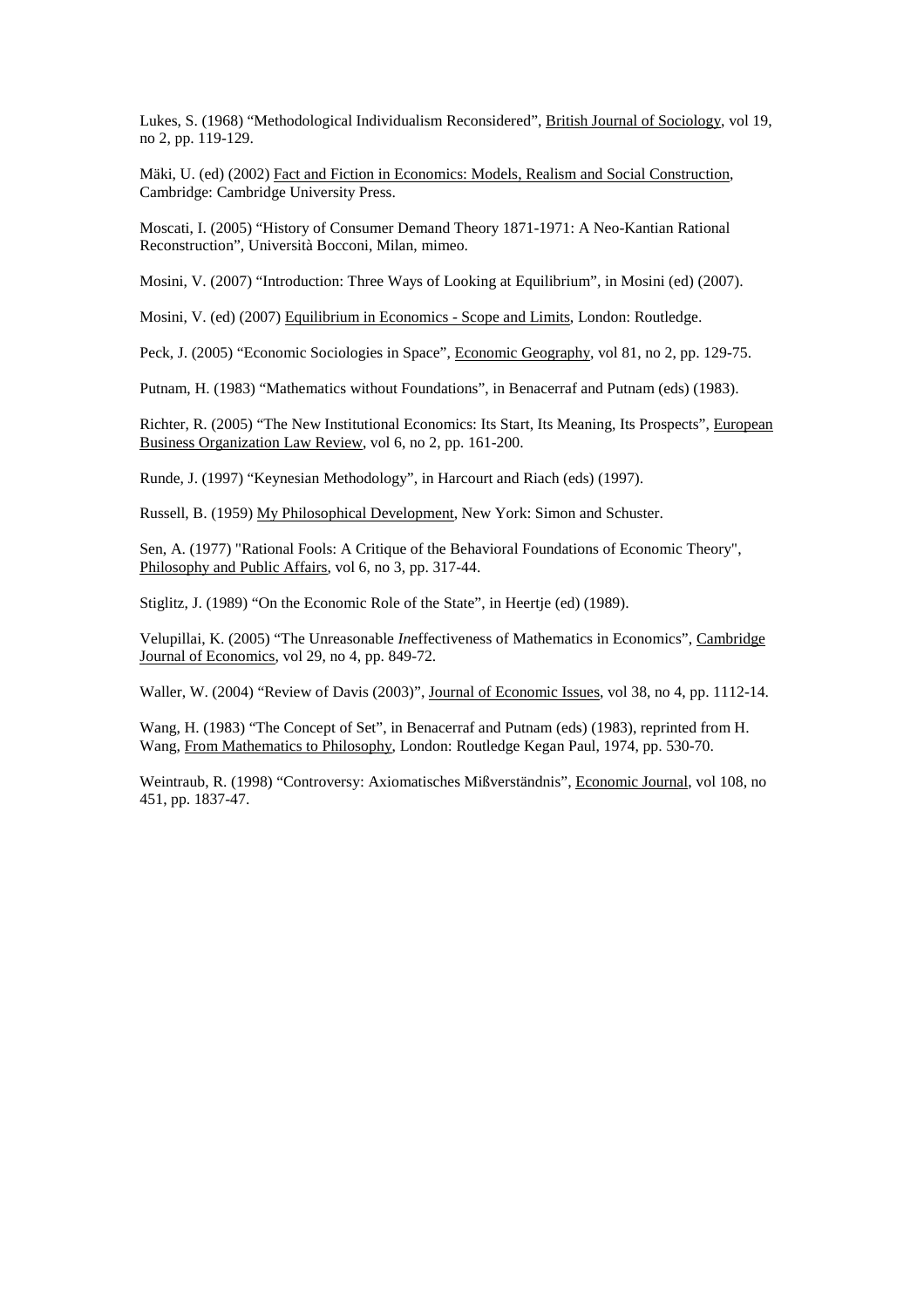Lukes, S. (1968) “Methodological Individualism Reconsidered”, British Journal of Sociology, vol 19, no 2, pp. 119-129.

Mäki, U. (ed) (2002) Fact and Fiction in Economics: Models, Realism and Social Construction, Cambridge: Cambridge University Press.

Moscati, I. (2005) “History of Consumer Demand Theory 1871-1971: A Neo-Kantian Rational Reconstruction”, Università Bocconi, Milan, mimeo.

Mosini, V. (2007) “Introduction: Three Ways of Looking at Equilibrium”, in Mosini (ed) (2007).

Mosini, V. (ed) (2007) Equilibrium in Economics - Scope and Limits, London: Routledge.

Peck, J. (2005) “Economic Sociologies in Space”, Economic Geography, vol 81, no 2, pp. 129-75.

Putnam, H. (1983) “Mathematics without Foundations”, in Benacerraf and Putnam (eds) (1983).

Richter, R. (2005) “The New Institutional Economics: Its Start, Its Meaning, Its Prospects”, European Business Organization Law Review, vol 6, no 2, pp. 161-200.

Runde, J. (1997) “Keynesian Methodology”, in Harcourt and Riach (eds) (1997).

Russell, B. (1959) My Philosophical Development, New York: Simon and Schuster.

Sen, A. (1977) "Rational Fools: A Critique of the Behavioral Foundations of Economic Theory", Philosophy and Public Affairs, vol 6, no 3, pp. 317-44.

Stiglitz, J. (1989) “On the Economic Role of the State”, in Heertje (ed) (1989).

Velupillai, K. (2005) “The Unreasonable *In*effectiveness of Mathematics in Economics”, Cambridge Journal of Economics, vol 29, no 4, pp. 849-72.

Waller, W. (2004) “Review of Davis (2003)”, Journal of Economic Issues, vol 38, no 4, pp. 1112-14.

Wang, H. (1983) “The Concept of Set”, in Benacerraf and Putnam (eds) (1983), reprinted from H. Wang, From Mathematics to Philosophy, London: Routledge Kegan Paul, 1974, pp. 530-70.

Weintraub, R. (1998) “Controversy: Axiomatisches Mißverständnis”, Economic Journal, vol 108, no 451, pp. 1837-47.